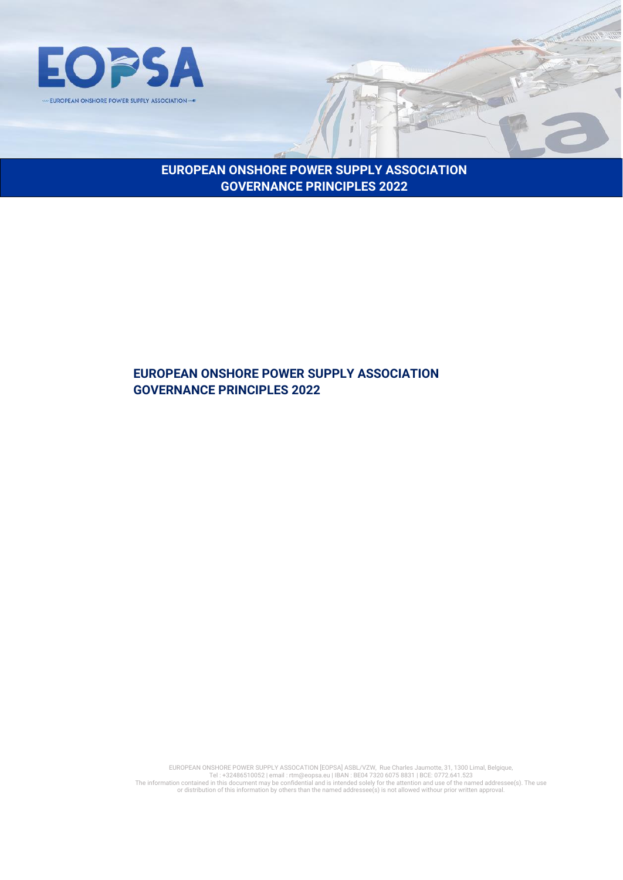EOPSA

EUROPEAN ONSHORE POWER SUPPLY ASSOCIATION

# EUROPEAN ONSHORE POWER SUPPLY ASSOCIATION GOVERNANCE PRINCIPLES 2022

## EUROPEAN ONSHORE POWER SUPPLY ASSOCIATION GOVERNANCE PRINCIPLES 2022

EUROPEAN ONSHORE POWER SUPPLY ASSOCATION [EOPSA] ASBL/VZW, Rue Charles Jaumotte, 31, 1300 Limal, Belgique,
Tel : +32486510052 | email : rtm@eopsa.eu | IBAN : BE04 7320 6075 8831 | BCE: 0772.641.523
The information contained in this document may be confidential and is intended solely for the attention and use of the named addressee(s). The use or distribution of this information by others than the named addressee(s) is not allowed withour prior written approval.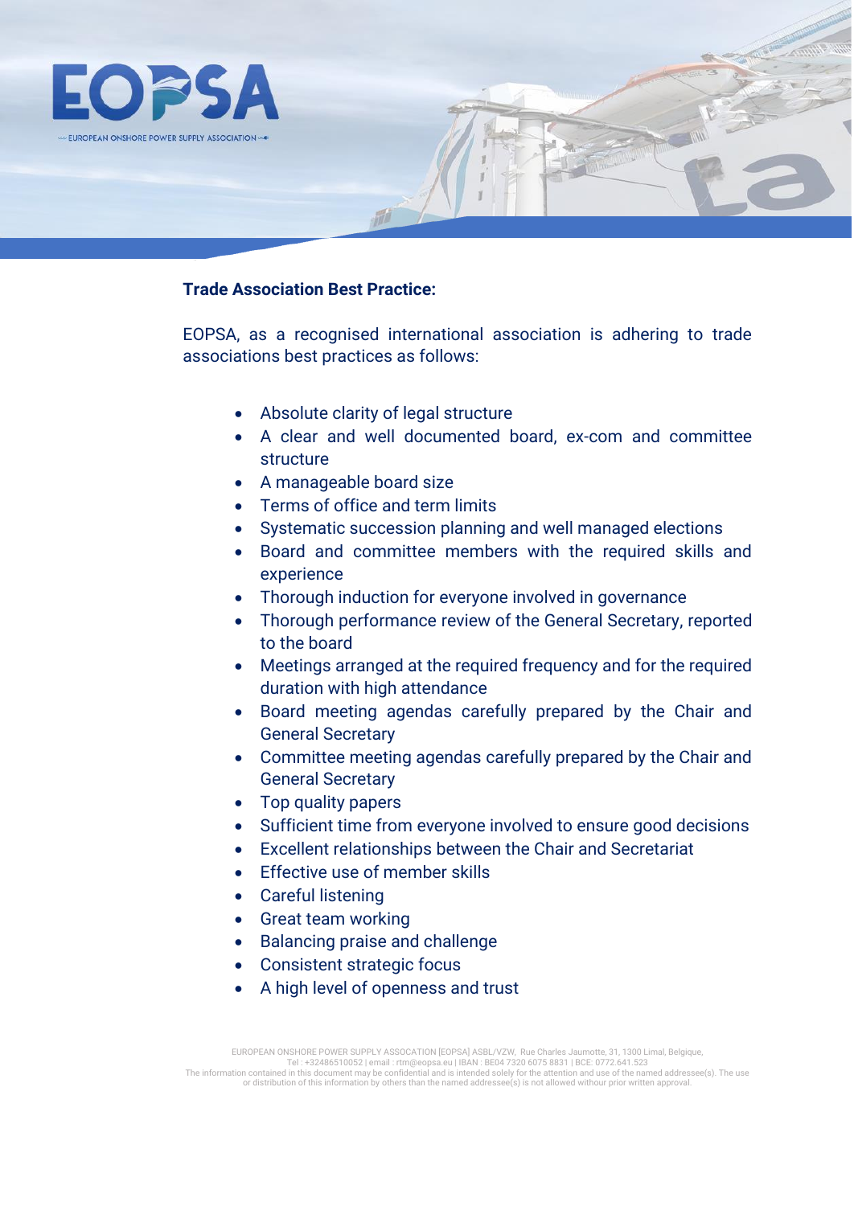**Trade Association Best Practice:**

EOPSA, as a recognised international association is adhering to trade associations best practices as follows:

- Absolute clarity of legal structure
- A clear and well documented board, ex-com and committee structure
- A manageable board size
- Terms of office and term limits
- Systematic succession planning and well managed elections
- Board and committee members with the required skills and experience
- Thorough induction for everyone involved in governance
- Thorough performance review of the General Secretary, reported to the board
- Meetings arranged at the required frequency and for the required duration with high attendance
- Board meeting agendas carefully prepared by the Chair and General Secretary
- Committee meeting agendas carefully prepared by the Chair and General Secretary
- Top quality papers
- Sufficient time from everyone involved to ensure good decisions
- Excellent relationships between the Chair and Secretariat
- Effective use of member skills
- Careful listening
- Great team working
- Balancing praise and challenge
- Consistent strategic focus
- A high level of openness and trust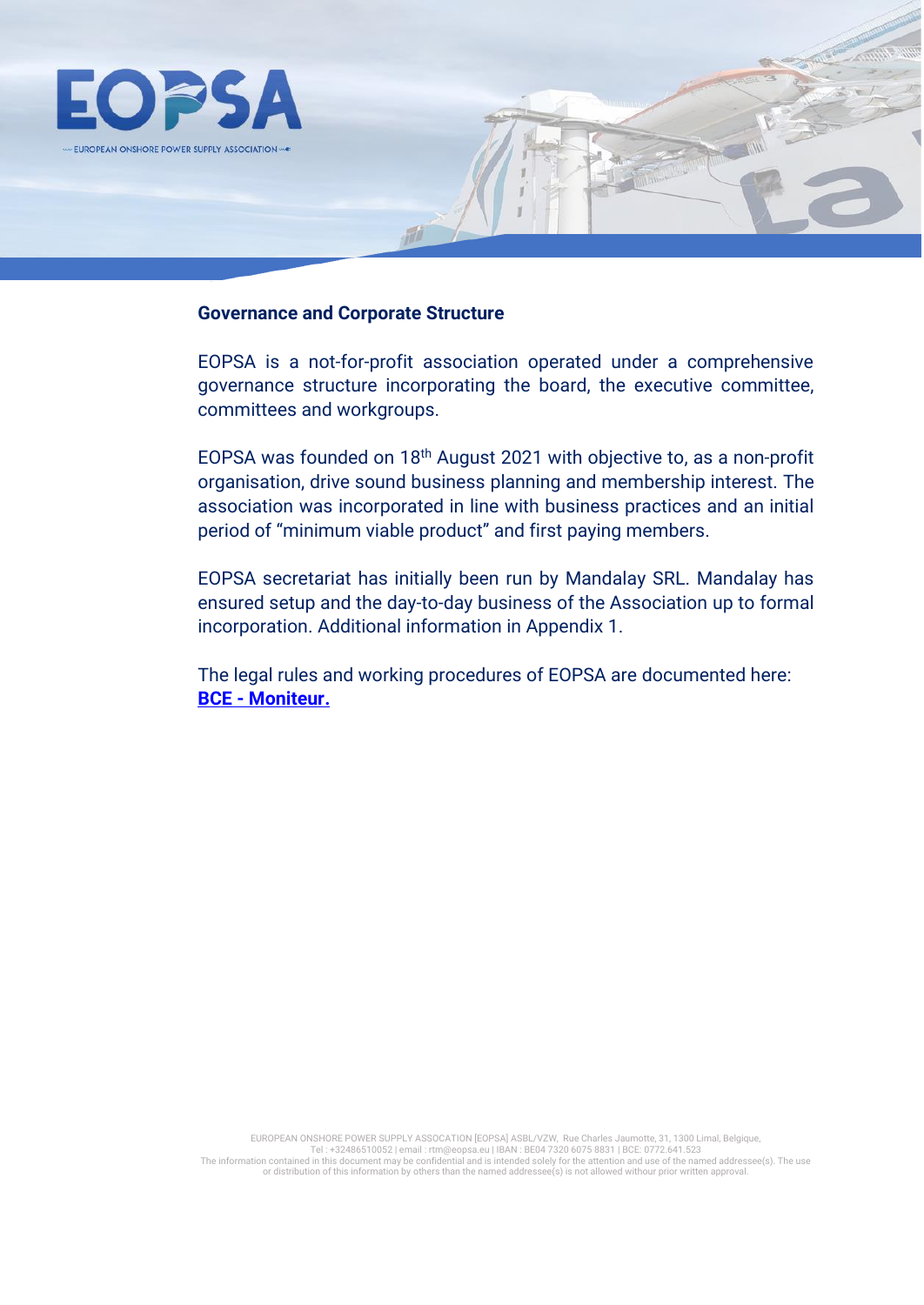## Governance and Corporate Structure

EOPSA is a not-for-profit association operated under a comprehensive governance structure incorporating the board, the executive committee, committees and workgroups.

EOPSA was founded on 18th August 2021 with objective to, as a non-profit organisation, drive sound business planning and membership interest. The association was incorporated in line with business practices and an initial period of "minimum viable product" and first paying members.

EOPSA secretariat has initially been run by Mandalay SRL. Mandalay has ensured setup and the day-to-day business of the Association up to formal incorporation. Additional information in Appendix 1.

The legal rules and working procedures of EOPSA are documented here:
**BCE - Moniteur.**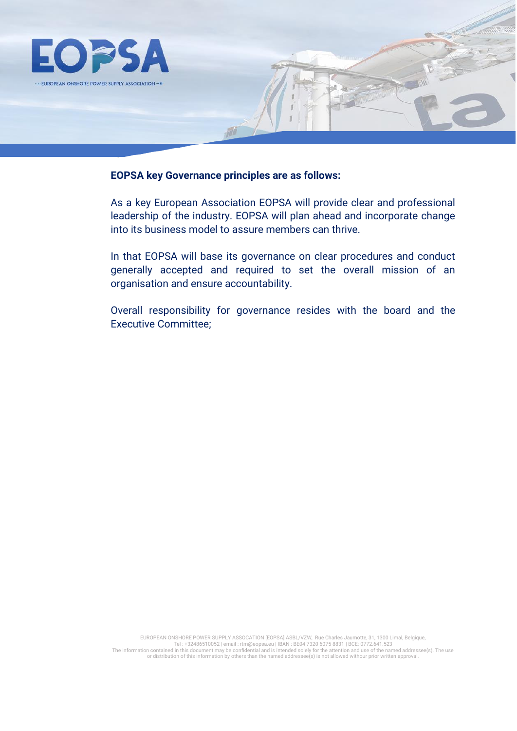**EOPSA key Governance principles are as follows:**

As a key European Association EOPSA will provide clear and professional leadership of the industry. EOPSA will plan ahead and incorporate change into its business model to assure members can thrive.

In that EOPSA will base its governance on clear procedures and conduct generally accepted and required to set the overall mission of an organisation and ensure accountability.

Overall responsibility for governance resides with the board and the Executive Committee;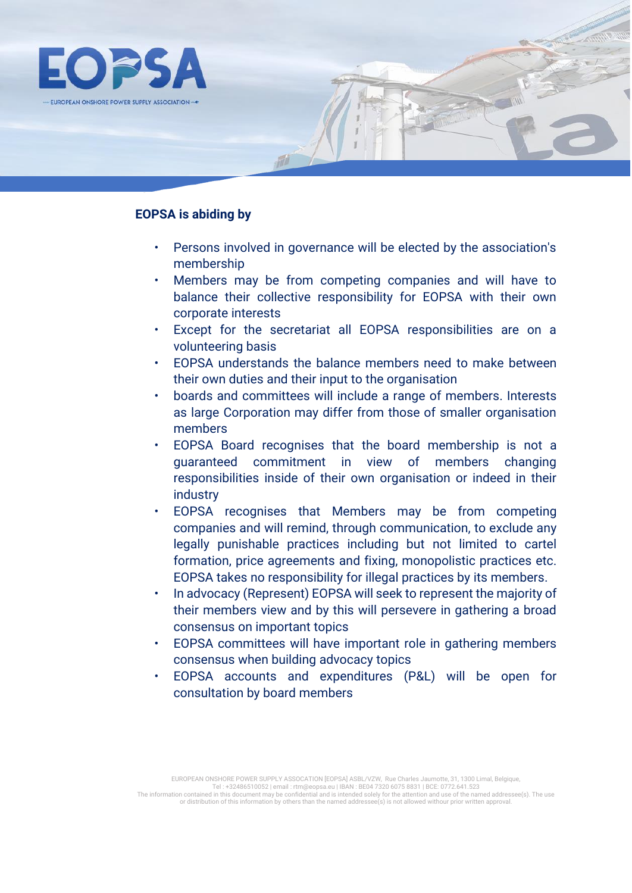**EOPSA is abiding by**

- Persons involved in governance will be elected by the association's membership
- Members may be from competing companies and will have to balance their collective responsibility for EOPSA with their own corporate interests
- Except for the secretariat all EOPSA responsibilities are on a volunteering basis
- EOPSA understands the balance members need to make between their own duties and their input to the organisation
- boards and committees will include a range of members. Interests as large Corporation may differ from those of smaller organisation members
- EOPSA Board recognises that the board membership is not a guaranteed commitment in view of members changing responsibilities inside of their own organisation or indeed in their industry
- EOPSA recognises that Members may be from competing companies and will remind, through communication, to exclude any legally punishable practices including but not limited to cartel formation, price agreements and fixing, monopolistic practices etc. EOPSA takes no responsibility for illegal practices by its members.
- In advocacy (Represent) EOPSA will seek to represent the majority of their members view and by this will persevere in gathering a broad consensus on important topics
- EOPSA committees will have important role in gathering members consensus when building advocacy topics
- EOPSA accounts and expenditures (P&L) will be open for consultation by board members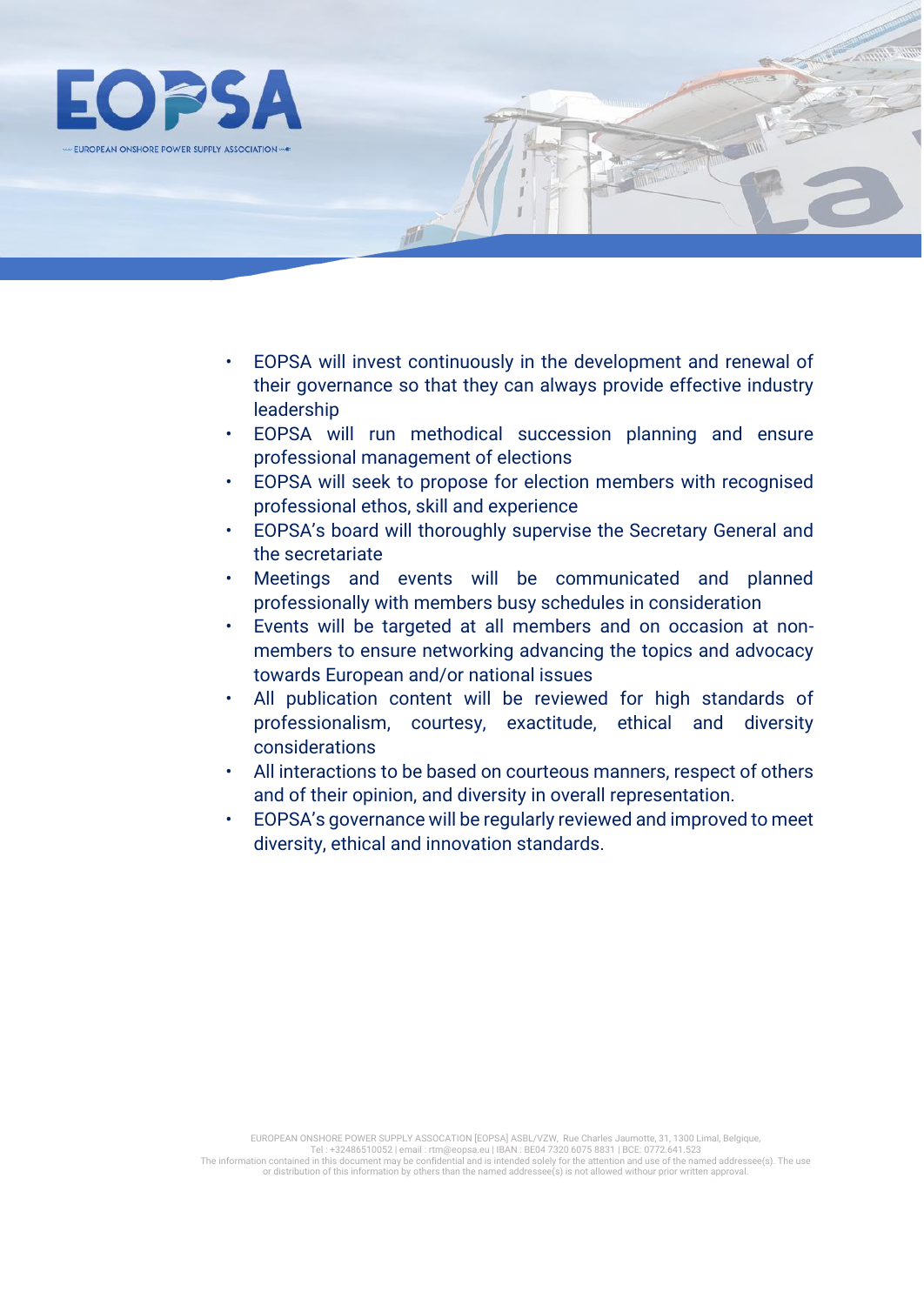- EOPSA will invest continuously in the development and renewal of their governance so that they can always provide effective industry leadership
- EOPSA will run methodical succession planning and ensure professional management of elections
- EOPSA will seek to propose for election members with recognised professional ethos, skill and experience
- EOPSA's board will thoroughly supervise the Secretary General and the secretariate
- Meetings and events will be communicated and planned professionally with members busy schedules in consideration
- Events will be targeted at all members and on occasion at non-members to ensure networking advancing the topics and advocacy towards European and/or national issues
- All publication content will be reviewed for high standards of professionalism, courtesy, exactitude, ethical and diversity considerations
- All interactions to be based on courteous manners, respect of others and of their opinion, and diversity in overall representation.
- EOPSA's governance will be regularly reviewed and improved to meet diversity, ethical and innovation standards.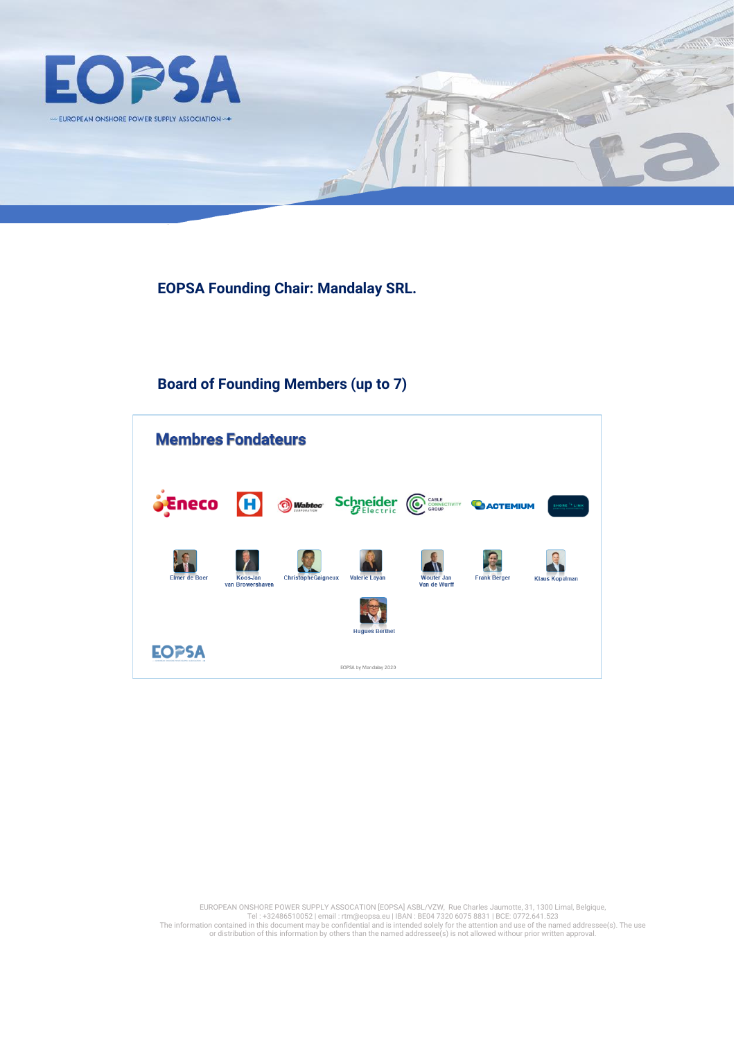**EOPSA Founding Chair: Mandalay SRL.**

**Board of Founding Members (up to 7)**

## Membres Fondateurs

Eneco | Wabtec Corporation | Schneider Electric | Cable Connectivity Group | Actemium | Shore Link

Elmer de Boer, Koos-Jan van Browershaven, ChristopheGaigneux, Valerie Layan, Wouter Jan Van de Wurff, Frank Berger, Klaus Kopelman

Hugues Berthet

EOPSA

EOPSA by Mandalay 2020

EUROPEAN ONSHORE POWER SUPPLY ASSOCATION [EOPSA] ASBL/VZW, Rue Charles Jaumotte, 31, 1300 Limal, Belgique,
Tel : +32486510052 | email : rtm@eopsa.eu | IBAN : BE04 7320 6075 8831 | BCE: 0772.641.523
The information contained in this document may be confidential and is intended solely for the attention and use of the named addressee(s). The use or distribution of this information by others than the named addressee(s) is not allowed withour prior written approval.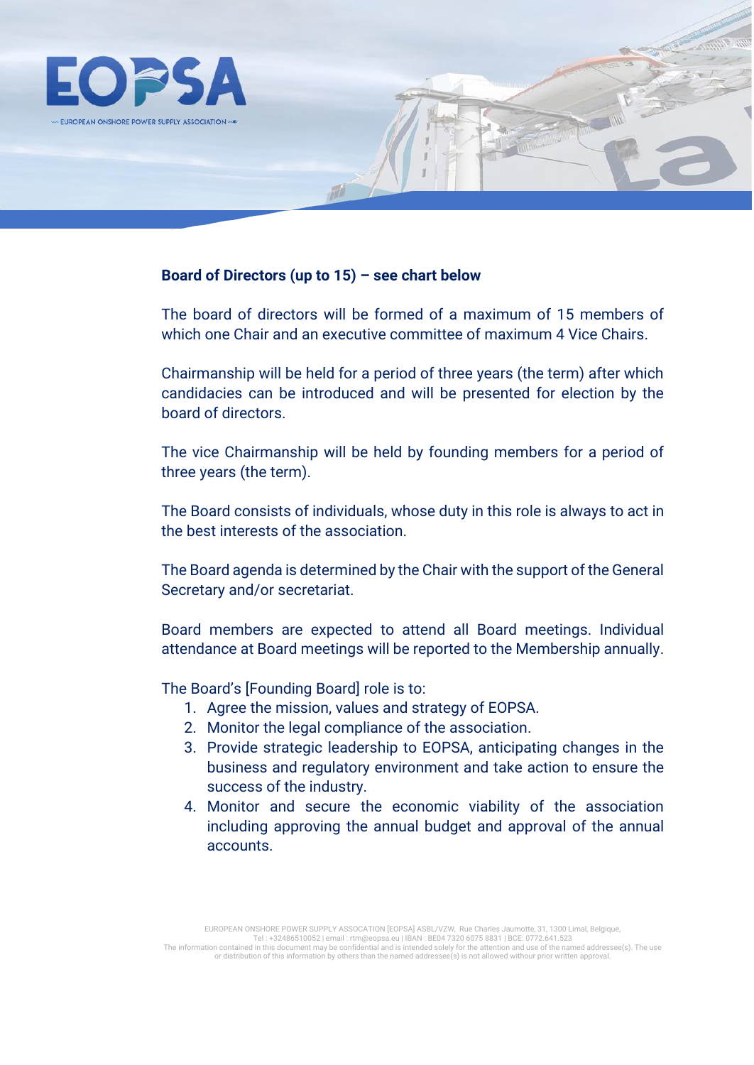**Board of Directors (up to 15) – see chart below**

The board of directors will be formed of a maximum of 15 members of which one Chair and an executive committee of maximum 4 Vice Chairs.

Chairmanship will be held for a period of three years (the term) after which candidacies can be introduced and will be presented for election by the board of directors.

The vice Chairmanship will be held by founding members for a period of three years (the term).

The Board consists of individuals, whose duty in this role is always to act in the best interests of the association.

The Board agenda is determined by the Chair with the support of the General Secretary and/or secretariat.

Board members are expected to attend all Board meetings. Individual attendance at Board meetings will be reported to the Membership annually.

The Board's [Founding Board] role is to:

1. Agree the mission, values and strategy of EOPSA.
2. Monitor the legal compliance of the association.
3. Provide strategic leadership to EOPSA, anticipating changes in the business and regulatory environment and take action to ensure the success of the industry.
4. Monitor and secure the economic viability of the association including approving the annual budget and approval of the annual accounts.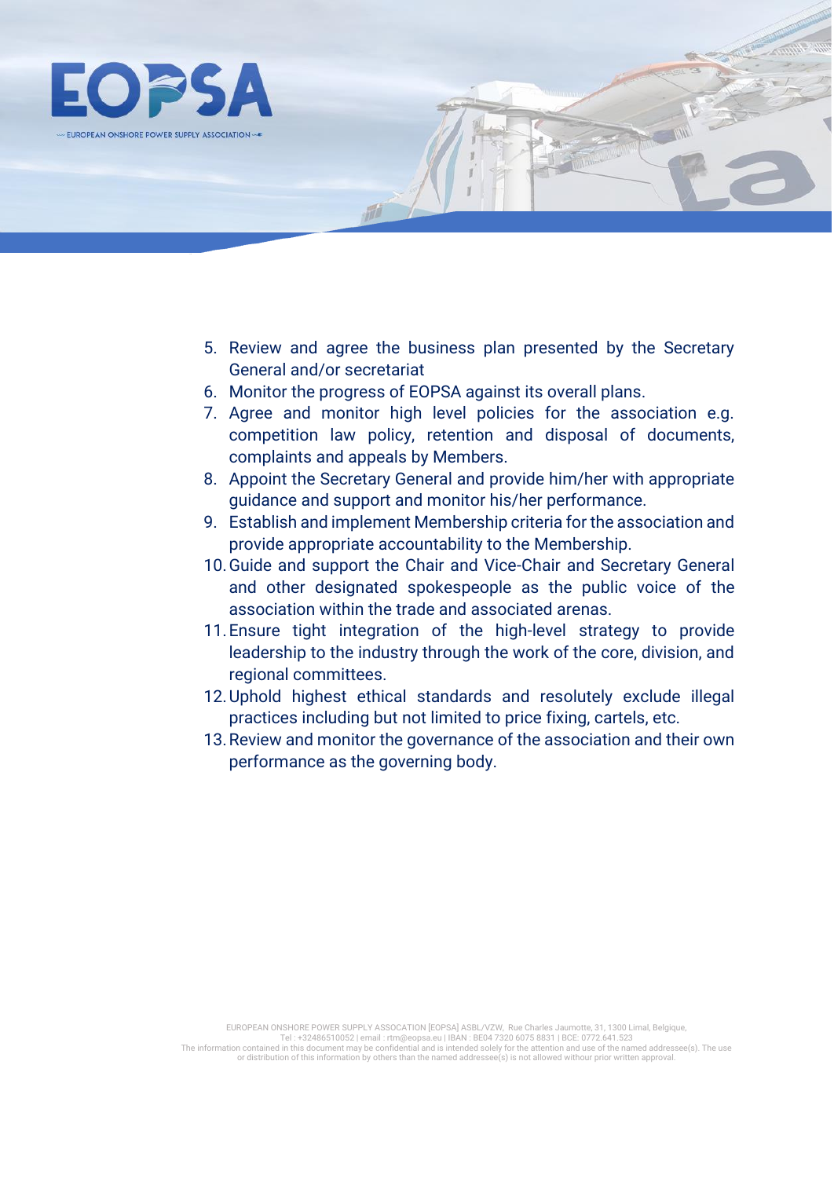5. Review and agree the business plan presented by the Secretary General and/or secretariat
6. Monitor the progress of EOPSA against its overall plans.
7. Agree and monitor high level policies for the association e.g. competition law policy, retention and disposal of documents, complaints and appeals by Members.
8. Appoint the Secretary General and provide him/her with appropriate guidance and support and monitor his/her performance.
9. Establish and implement Membership criteria for the association and provide appropriate accountability to the Membership.
10. Guide and support the Chair and Vice-Chair and Secretary General and other designated spokespeople as the public voice of the association within the trade and associated arenas.
11. Ensure tight integration of the high-level strategy to provide leadership to the industry through the work of the core, division, and regional committees.
12. Uphold highest ethical standards and resolutely exclude illegal practices including but not limited to price fixing, cartels, etc.
13. Review and monitor the governance of the association and their own performance as the governing body.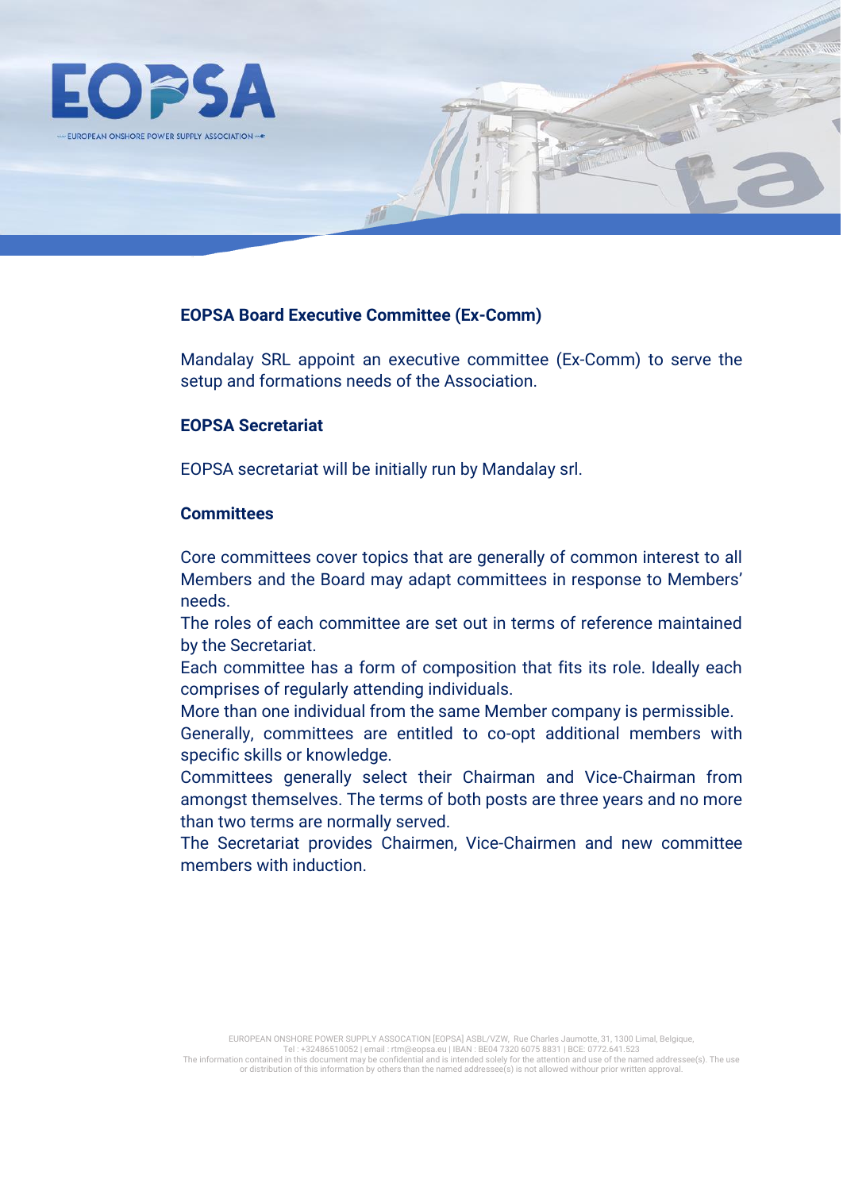**EOPSA Board Executive Committee (Ex-Comm)**

Mandalay SRL appoint an executive committee (Ex-Comm) to serve the setup and formations needs of the Association.

**EOPSA Secretariat**

EOPSA secretariat will be initially run by Mandalay srl.

**Committees**

Core committees cover topics that are generally of common interest to all Members and the Board may adapt committees in response to Members' needs.

The roles of each committee are set out in terms of reference maintained by the Secretariat.

Each committee has a form of composition that fits its role. Ideally each comprises of regularly attending individuals.

More than one individual from the same Member company is permissible.

Generally, committees are entitled to co-opt additional members with specific skills or knowledge.

Committees generally select their Chairman and Vice-Chairman from amongst themselves. The terms of both posts are three years and no more than two terms are normally served.

The Secretariat provides Chairmen, Vice-Chairmen and new committee members with induction.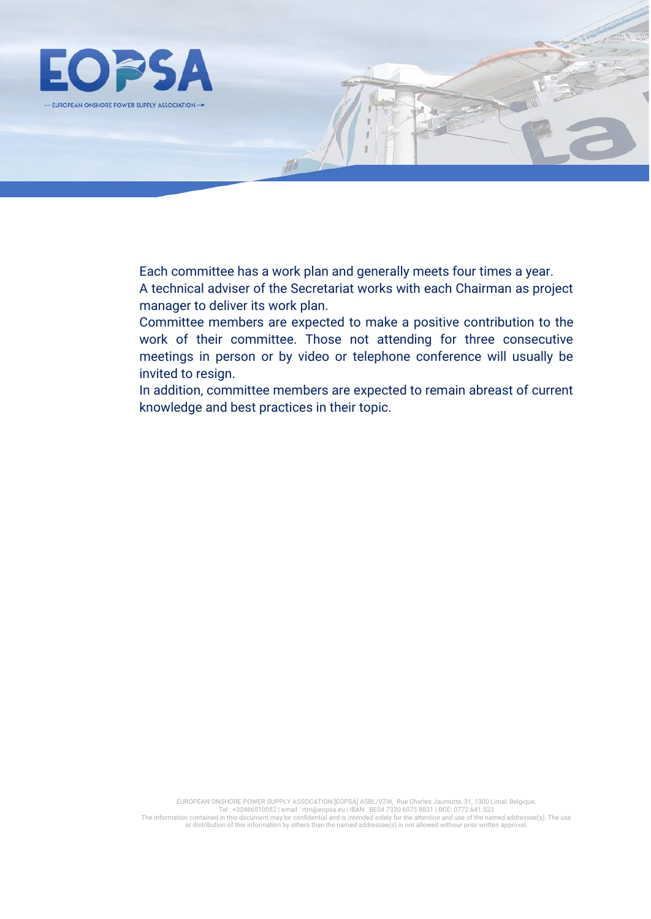Each committee has a work plan and generally meets four times a year.
A technical adviser of the Secretariat works with each Chairman as project manager to deliver its work plan.
Committee members are expected to make a positive contribution to the work of their committee. Those not attending for three consecutive meetings in person or by video or telephone conference will usually be invited to resign.
In addition, committee members are expected to remain abreast of current knowledge and best practices in their topic.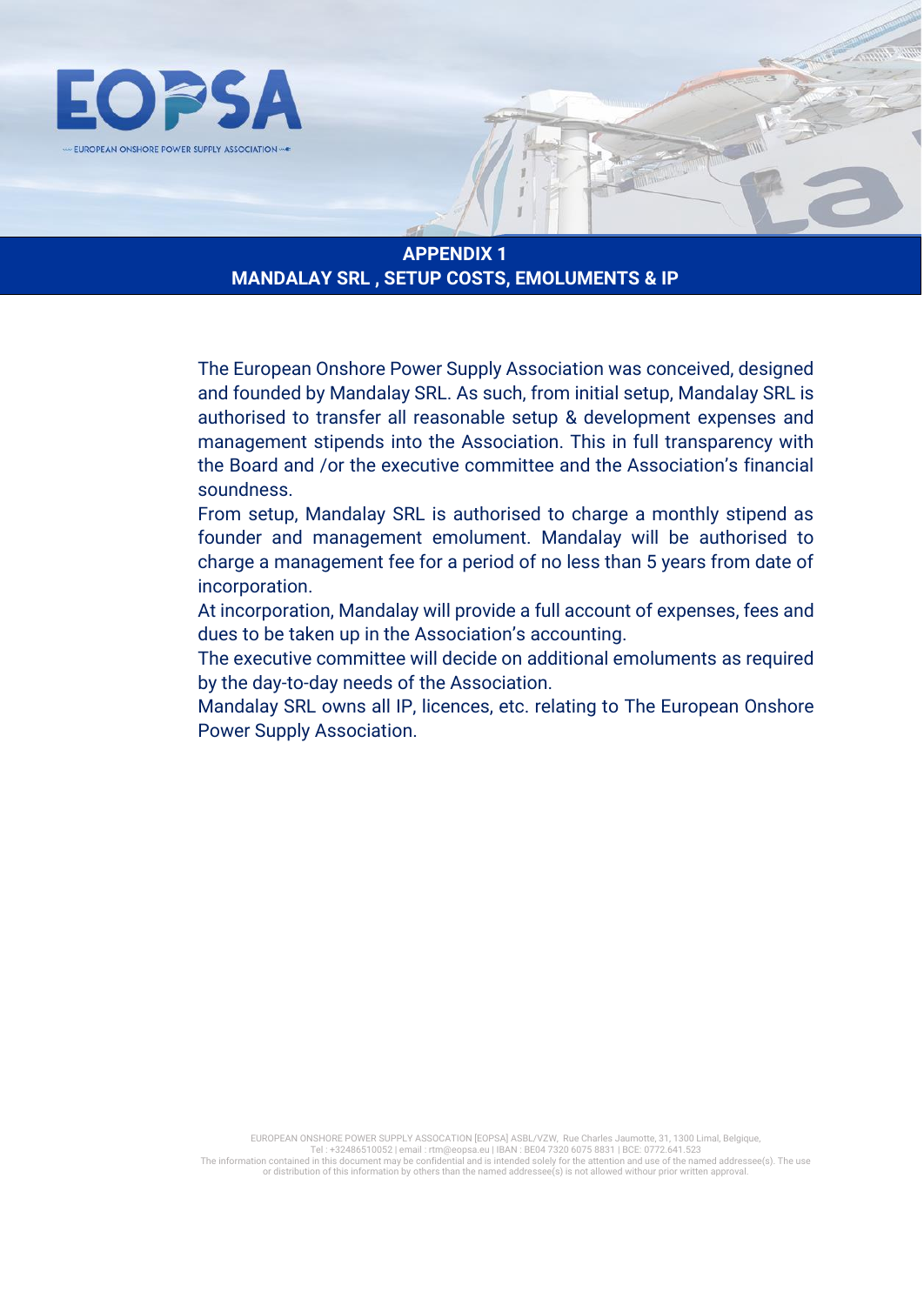## APPENDIX 1
## MANDALAY SRL , SETUP COSTS, EMOLUMENTS & IP

The European Onshore Power Supply Association was conceived, designed and founded by Mandalay SRL. As such, from initial setup, Mandalay SRL is authorised to transfer all reasonable setup & development expenses and management stipends into the Association. This in full transparency with the Board and /or the executive committee and the Association's financial soundness.

From setup, Mandalay SRL is authorised to charge a monthly stipend as founder and management emolument. Mandalay will be authorised to charge a management fee for a period of no less than 5 years from date of incorporation.

At incorporation, Mandalay will provide a full account of expenses, fees and dues to be taken up in the Association's accounting.

The executive committee will decide on additional emoluments as required by the day-to-day needs of the Association.

Mandalay SRL owns all IP, licences, etc. relating to The European Onshore Power Supply Association.